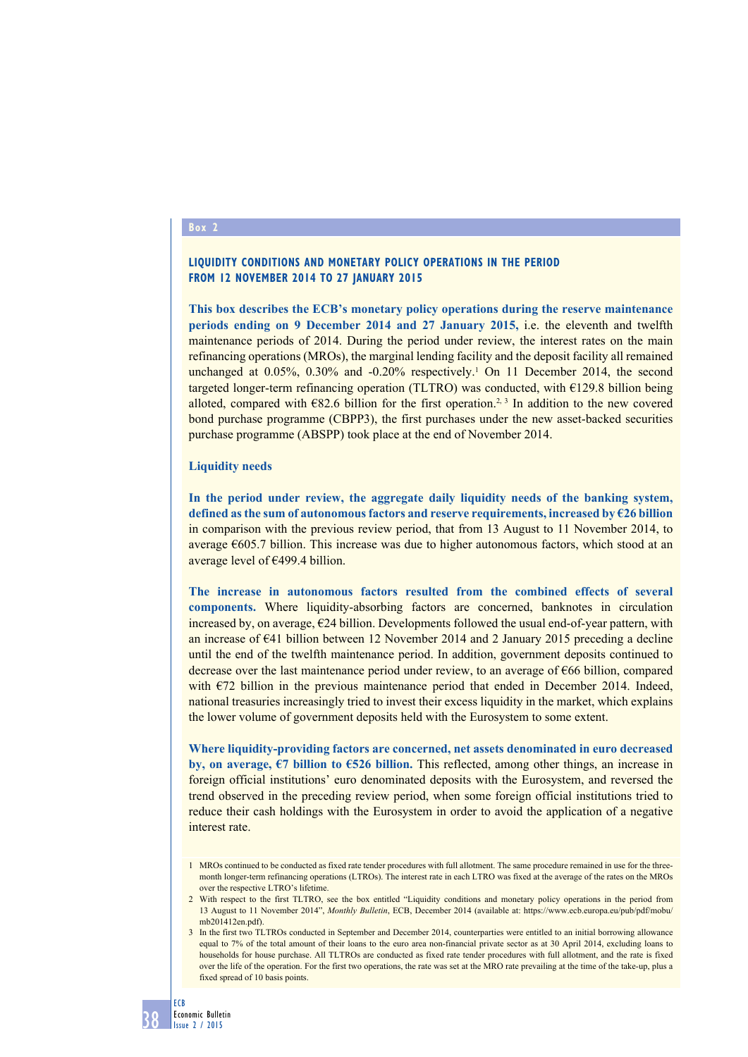## Box 2

### LIQUIDITY CONDITIONS AND MONETARY POLICY OPERATIONS IN THE PERIOD FROM 12 NOVEMBER 2014 TO 27 JANUARY 2015

**This box describes the ECB's monetary policy operations during the reserve maintenance periods ending on 9 December 2014 and 27 January 2015,** i.e. the eleventh and twelfth maintenance periods of 2014. During the period under review, the interest rates on the main refinancing operations (MROs), the marginal lending facility and the deposit facility all remained unchanged at 0.05%, 0.30% and -0.20% respectively.[1] On 11 December 2014, the second targeted longer-term refinancing operation (TLTRO) was conducted, with €129.8 billion being alloted, compared with €82.6 billion for the first operation.[2, 3] In addition to the new covered bond purchase programme (CBPP3), the first purchases under the new asset-backed securities purchase programme (ABSPP) took place at the end of November 2014.

#### Liquidity needs

**In the period under review, the aggregate daily liquidity needs of the banking system, defined as the sum of autonomous factors and reserve requirements, increased by €26 billion** in comparison with the previous review period, that from 13 August to 11 November 2014, to average €605.7 billion. This increase was due to higher autonomous factors, which stood at an average level of €499.4 billion.

**The increase in autonomous factors resulted from the combined effects of several components.** Where liquidity-absorbing factors are concerned, banknotes in circulation increased by, on average, €24 billion. Developments followed the usual end-of-year pattern, with an increase of €41 billion between 12 November 2014 and 2 January 2015 preceding a decline until the end of the twelfth maintenance period. In addition, government deposits continued to decrease over the last maintenance period under review, to an average of €66 billion, compared with €72 billion in the previous maintenance period that ended in December 2014. Indeed, national treasuries increasingly tried to invest their excess liquidity in the market, which explains the lower volume of government deposits held with the Eurosystem to some extent.

**Where liquidity-providing factors are concerned, net assets denominated in euro decreased by, on average, €7 billion to €526 billion.** This reflected, among other things, an increase in foreign official institutions' euro denominated deposits with the Eurosystem, and reversed the trend observed in the preceding review period, when some foreign official institutions tried to reduce their cash holdings with the Eurosystem in order to avoid the application of a negative interest rate.

1 MROs continued to be conducted as fixed rate tender procedures with full allotment. The same procedure remained in use for the three-month longer-term refinancing operations (LTROs). The interest rate in each LTRO was fixed at the average of the rates on the MROs over the respective LTRO's lifetime.

2 With respect to the first TLTRO, see the box entitled "Liquidity conditions and monetary policy operations in the period from 13 August to 11 November 2014", *Monthly Bulletin*, ECB, December 2014 (available at: https://www.ecb.europa.eu/pub/pdf/mobu/mb201412en.pdf).

3 In the first two TLTROs conducted in September and December 2014, counterparties were entitled to an initial borrowing allowance equal to 7% of the total amount of their loans to the euro area non-financial private sector as at 30 April 2014, excluding loans to households for house purchase. All TLTROs are conducted as fixed rate tender procedures with full allotment, and the rate is fixed over the life of the operation. For the first two operations, the rate was set at the MRO rate prevailing at the time of the take-up, plus a fixed spread of 10 basis points.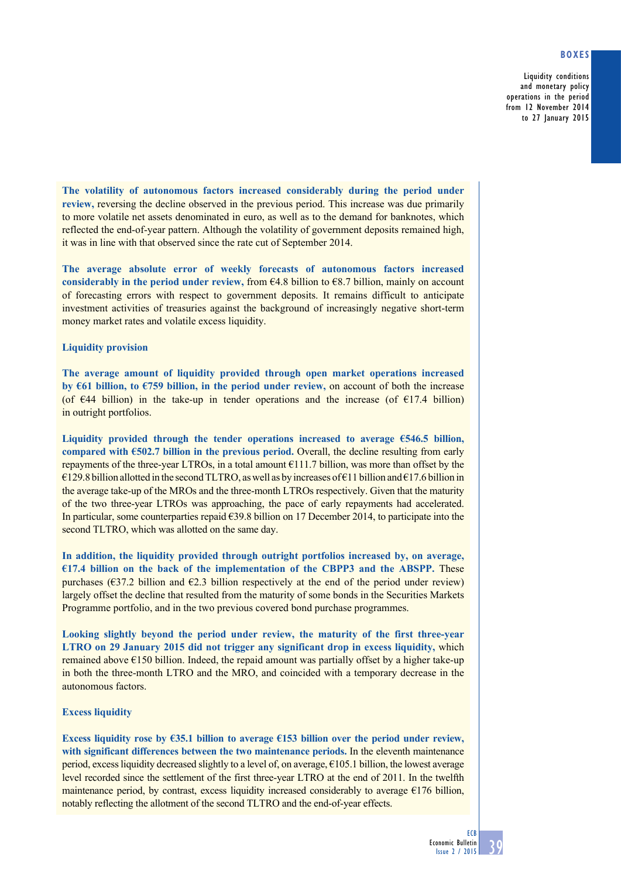**The volatility of autonomous factors increased considerably during the period under review,** reversing the decline observed in the previous period. This increase was due primarily to more volatile net assets denominated in euro, as well as to the demand for banknotes, which reflected the end-of-year pattern. Although the volatility of government deposits remained high, it was in line with that observed since the rate cut of September 2014.

**The average absolute error of weekly forecasts of autonomous factors increased considerably in the period under review,** from €4.8 billion to €8.7 billion, mainly on account of forecasting errors with respect to government deposits. It remains difficult to anticipate investment activities of treasuries against the background of increasingly negative short-term money market rates and volatile excess liquidity.

### Liquidity provision

**The average amount of liquidity provided through open market operations increased by €61 billion, to €759 billion, in the period under review,** on account of both the increase (of €44 billion) in the take-up in tender operations and the increase (of €17.4 billion) in outright portfolios.

**Liquidity provided through the tender operations increased to average €546.5 billion, compared with €502.7 billion in the previous period.** Overall, the decline resulting from early repayments of the three-year LTROs, in a total amount €111.7 billion, was more than offset by the €129.8 billion allotted in the second TLTRO, as well as by increases of €11 billion and €17.6 billion in the average take-up of the MROs and the three-month LTROs respectively. Given that the maturity of the two three-year LTROs was approaching, the pace of early repayments had accelerated. In particular, some counterparties repaid €39.8 billion on 17 December 2014, to participate into the second TLTRO, which was allotted on the same day.

**In addition, the liquidity provided through outright portfolios increased by, on average, €17.4 billion on the back of the implementation of the CBPP3 and the ABSPP.** These purchases (€37.2 billion and €2.3 billion respectively at the end of the period under review) largely offset the decline that resulted from the maturity of some bonds in the Securities Markets Programme portfolio, and in the two previous covered bond purchase programmes.

**Looking slightly beyond the period under review, the maturity of the first three-year LTRO on 29 January 2015 did not trigger any significant drop in excess liquidity,** which remained above €150 billion. Indeed, the repaid amount was partially offset by a higher take-up in both the three-month LTRO and the MRO, and coincided with a temporary decrease in the autonomous factors.

### Excess liquidity

**Excess liquidity rose by €35.1 billion to average €153 billion over the period under review, with significant differences between the two maintenance periods.** In the eleventh maintenance period, excess liquidity decreased slightly to a level of, on average, €105.1 billion, the lowest average level recorded since the settlement of the first three-year LTRO at the end of 2011. In the twelfth maintenance period, by contrast, excess liquidity increased considerably to average €176 billion, notably reflecting the allotment of the second TLTRO and the end-of-year effects.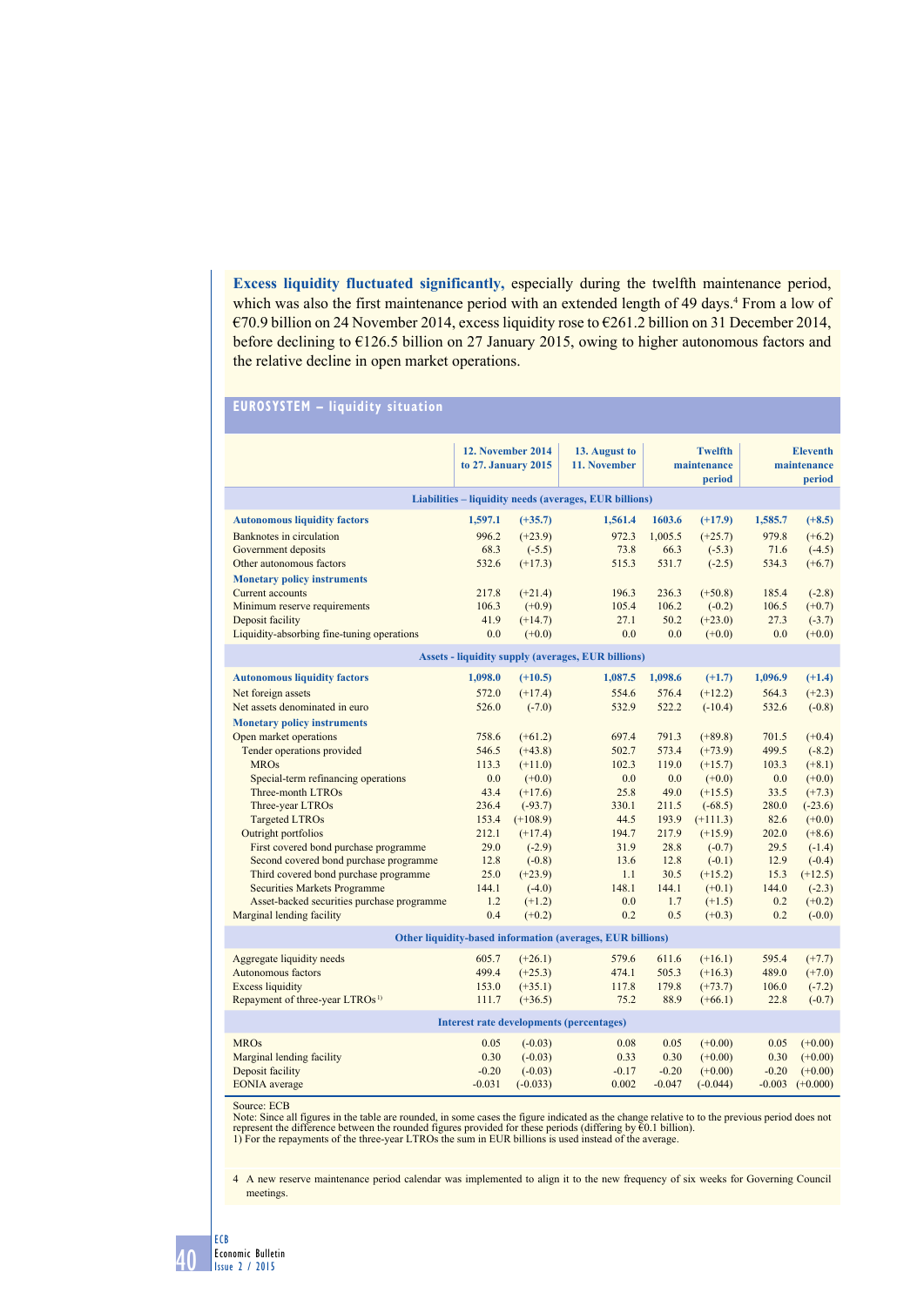**Excess liquidity fluctuated significantly,** especially during the twelfth maintenance period, which was also the first maintenance period with an extended length of 49 days.[4] From a low of €70.9 billion on 24 November 2014, excess liquidity rose to €261.2 billion on 31 December 2014, before declining to €126.5 billion on 27 January 2015, owing to higher autonomous factors and the relative decline in open market operations.

### EUROSYSTEM – liquidity situation

| | 12. November 2014 to 27. January 2015 | | 13. August to 11. November | Twelfth maintenance period | | Eleventh maintenance period | |
|---|---|---|---|---|---|---|---|
| **Liabilities – liquidity needs (averages, EUR billions)** | | | | | | | |
| **Autonomous liquidity factors** | **1,597.1** | **(+35.7)** | **1,561.4** | **1603.6** | **(+17.9)** | **1,585.7** | **(+8.5)** |
| Banknotes in circulation | 996.2 | (+23.9) | 972.3 | 1,005.5 | (+25.7) | 979.8 | (+6.2) |
| Government deposits | 68.3 | (-5.5) | 73.8 | 66.3 | (-5.3) | 71.6 | (-4.5) |
| Other autonomous factors | 532.6 | (+17.3) | 515.3 | 531.7 | (-2.5) | 534.3 | (+6.7) |
| **Monetary policy instruments** | | | | | | | |
| Current accounts | 217.8 | (+21.4) | 196.3 | 236.3 | (+50.8) | 185.4 | (-2.8) |
| Minimum reserve requirements | 106.3 | (+0.9) | 105.4 | 106.2 | (-0.2) | 106.5 | (+0.7) |
| Deposit facility | 41.9 | (+14.7) | 27.1 | 50.2 | (+23.0) | 27.3 | (-3.7) |
| Liquidity-absorbing fine-tuning operations | 0.0 | (+0.0) | 0.0 | 0.0 | (+0.0) | 0.0 | (+0.0) |
| **Assets - liquidity supply (averages, EUR billions)** | | | | | | | |
| **Autonomous liquidity factors** | **1,098.0** | **(+10.5)** | **1,087.5** | **1,098.6** | **(+1.7)** | **1,096.9** | **(+1.4)** |
| Net foreign assets | 572.0 | (+17.4) | 554.6 | 576.4 | (+12.2) | 564.3 | (+2.3) |
| Net assets denominated in euro | 526.0 | (-7.0) | 532.9 | 522.2 | (-10.4) | 532.6 | (-0.8) |
| **Monetary policy instruments** | | | | | | | |
| Open market operations | 758.6 | (+61.2) | 697.4 | 791.3 | (+89.8) | 701.5 | (+0.4) |
| Tender operations provided | 546.5 | (+43.8) | 502.7 | 573.4 | (+73.9) | 499.5 | (-8.2) |
| MROs | 113.3 | (+11.0) | 102.3 | 119.0 | (+15.7) | 103.3 | (+8.1) |
| Special-term refinancing operations | 0.0 | (+0.0) | 0.0 | 0.0 | (+0.0) | 0.0 | (+0.0) |
| Three-month LTROs | 43.4 | (+17.6) | 25.8 | 49.0 | (+15.5) | 33.5 | (+7.3) |
| Three-year LTROs | 236.4 | (-93.7) | 330.1 | 211.5 | (-68.5) | 280.0 | (-23.6) |
| Targeted LTROs | 153.4 | (+108.9) | 44.5 | 193.9 | (+111.3) | 82.6 | (+0.0) |
| Outright portfolios | 212.1 | (+17.4) | 194.7 | 217.9 | (+15.9) | 202.0 | (+8.6) |
| First covered bond purchase programme | 29.0 | (-2.9) | 31.9 | 28.8 | (-0.7) | 29.5 | (-1.4) |
| Second covered bond purchase programme | 12.8 | (-0.8) | 13.6 | 12.8 | (-0.1) | 12.9 | (-0.4) |
| Third covered bond purchase programme | 25.0 | (+23.9) | 1.1 | 30.5 | (+15.2) | 15.3 | (+12.5) |
| Securities Markets Programme | 144.1 | (-4.0) | 148.1 | 144.1 | (+0.1) | 144.0 | (-2.3) |
| Asset-backed securities purchase programme | 1.2 | (+1.2) | 0.0 | 1.7 | (+1.5) | 0.2 | (+0.2) |
| Marginal lending facility | 0.4 | (+0.2) | 0.2 | 0.5 | (+0.3) | 0.2 | (-0.0) |
| **Other liquidity-based information (averages, EUR billions)** | | | | | | | |
| Aggregate liquidity needs | 605.7 | (+26.1) | 579.6 | 611.6 | (+16.1) | 595.4 | (+7.7) |
| Autonomous factors | 499.4 | (+25.3) | 474.1 | 505.3 | (+16.3) | 489.0 | (+7.0) |
| Excess liquidity | 153.0 | (+35.1) | 117.8 | 179.8 | (+73.7) | 106.0 | (-7.2) |
| Repayment of three-year LTROs [1] | 111.7 | (+36.5) | 75.2 | 88.9 | (+66.1) | 22.8 | (-0.7) |
| **Interest rate developments (percentages)** | | | | | | | |
| MROs | 0.05 | (-0.03) | 0.08 | 0.05 | (+0.00) | 0.05 | (+0.00) |
| Marginal lending facility | 0.30 | (-0.03) | 0.33 | 0.30 | (+0.00) | 0.30 | (+0.00) |
| Deposit facility | -0.20 | (-0.03) | -0.17 | -0.20 | (+0.00) | -0.20 | (+0.00) |
| EONIA average | -0.031 | (-0.033) | 0.002 | -0.047 | (-0.044) | -0.003 | (+0.000) |

Source: ECB
Note: Since all figures in the table are rounded, in some cases the figure indicated as the change relative to to the previous period does not represent the difference between the rounded figures provided for these periods (differing by €0.1 billion).
1) For the repayments of the three-year LTROs the sum in EUR billions is used instead of the average.

4 A new reserve maintenance period calendar was implemented to align it to the new frequency of six weeks for Governing Council meetings.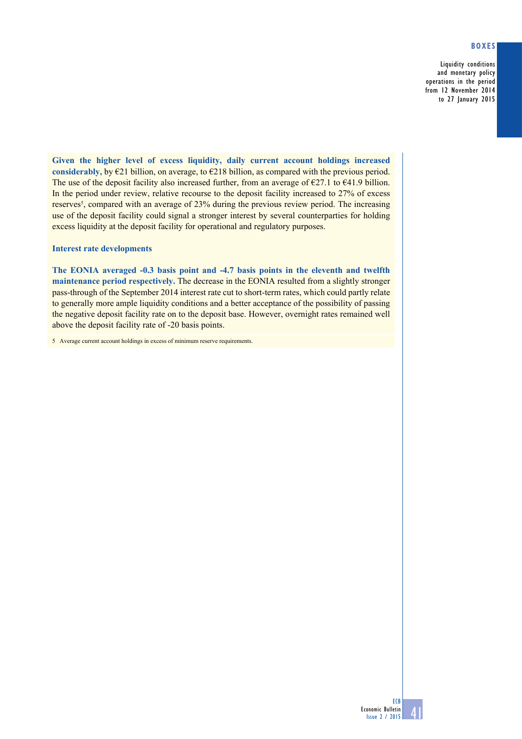**Given the higher level of excess liquidity, daily current account holdings increased considerably,** by €21 billion, on average, to €218 billion, as compared with the previous period. The use of the deposit facility also increased further, from an average of €27.1 to €41.9 billion. In the period under review, relative recourse to the deposit facility increased to 27% of excess reserves[5], compared with an average of 23% during the previous review period. The increasing use of the deposit facility could signal a stronger interest by several counterparties for holding excess liquidity at the deposit facility for operational and regulatory purposes.

### Interest rate developments

**The EONIA averaged -0.3 basis point and -4.7 basis points in the eleventh and twelfth maintenance period respectively.** The decrease in the EONIA resulted from a slightly stronger pass-through of the September 2014 interest rate cut to short-term rates, which could partly relate to generally more ample liquidity conditions and a better acceptance of the possibility of passing the negative deposit facility rate on to the deposit base. However, overnight rates remained well above the deposit facility rate of -20 basis points.

5 Average current account holdings in excess of minimum reserve requirements.